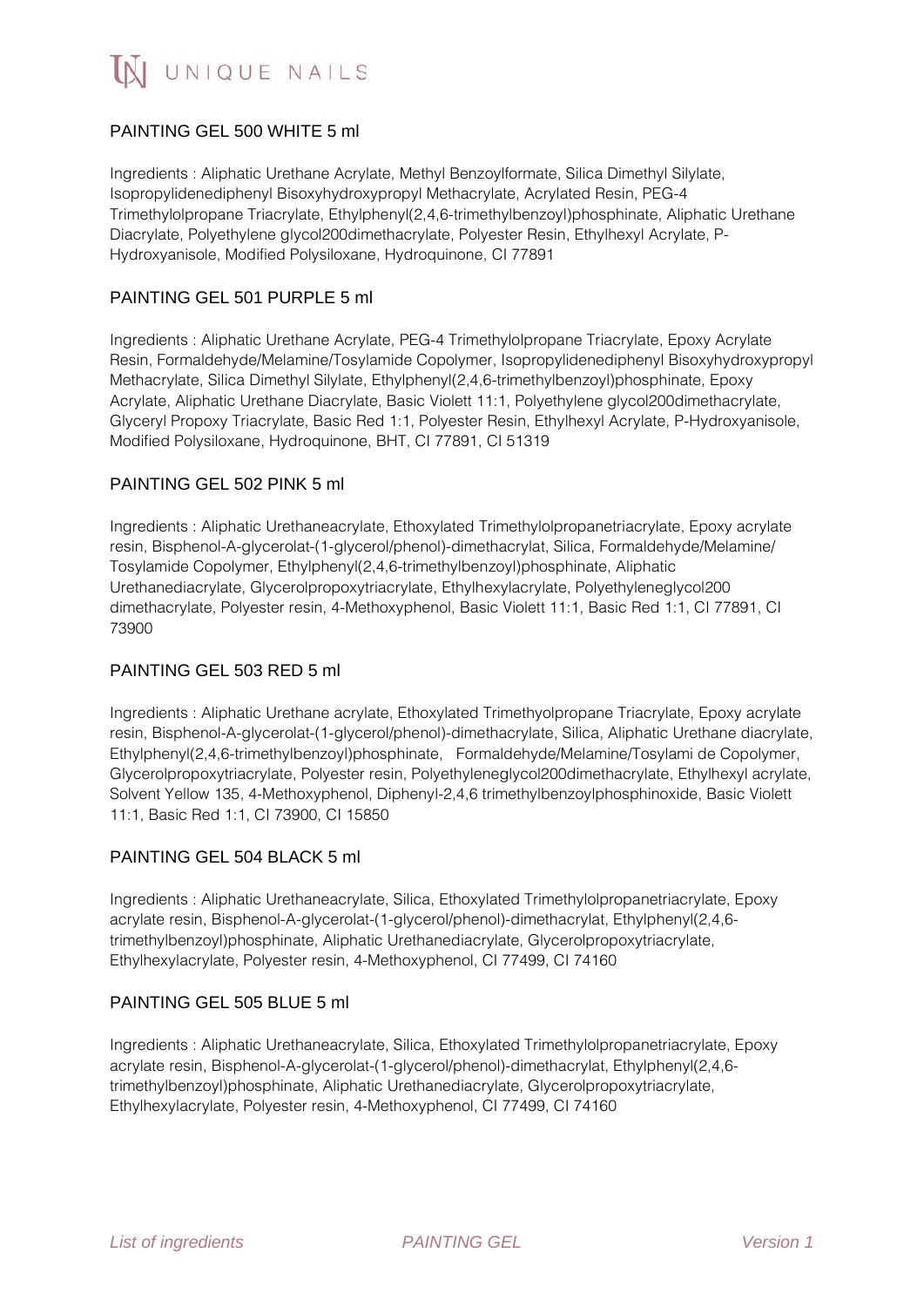# UNIQUE NAILS

## PAINTING GEL 500 WHITE 5 ml

Ingredients : Aliphatic Urethane Acrylate, Methyl Benzoylformate, Silica Dimethyl Silylate, Isopropylidenediphenyl Bisoxyhydroxypropyl Methacrylate, Acrylated Resin, PEG-4 Trimethylolpropane Triacrylate, Ethylphenyl(2,4,6-trimethylbenzoyl)phosphinate, Aliphatic Urethane Diacrylate, Polyethylene glycol200dimethacrylate, Polyester Resin, Ethylhexyl Acrylate, P-Hydroxyanisole, Modified Polysiloxane, Hydroquinone, CI 77891

## PAINTING GEL 501 PURPLE 5 ml

Ingredients : Aliphatic Urethane Acrylate, PEG-4 Trimethylolpropane Triacrylate, Epoxy Acrylate Resin, Formaldehyde/Melamine/Tosylamide Copolymer, Isopropylidenediphenyl Bisoxyhydroxypropyl Methacrylate, Silica Dimethyl Silylate, Ethylphenyl(2,4,6-trimethylbenzoyl)phosphinate, Epoxy Acrylate, Aliphatic Urethane Diacrylate, Basic Violett 11:1, Polyethylene glycol200dimethacrylate, Glyceryl Propoxy Triacrylate, Basic Red 1:1, Polyester Resin, Ethylhexyl Acrylate, P-Hydroxyanisole, Modified Polysiloxane, Hydroquinone, BHT, CI 77891, CI 51319

## PAINTING GEL 502 PINK 5 ml

Ingredients : Aliphatic Urethaneacrylate, Ethoxylated Trimethylolpropanetriacrylate, Epoxy acrylate resin, Bisphenol-A-glycerolat-(1-glycerol/phenol)-dimethacrylat, Silica, Formaldehyde/Melamine/ Tosylamide Copolymer, Ethylphenyl(2,4,6-trimethylbenzoyl)phosphinate, Aliphatic Urethanediacrylate, Glycerolpropoxytriacrylate, Ethylhexylacrylate, Polyethyleneglycol200 dimethacrylate, Polyester resin, 4-Methoxyphenol, Basic Violett 11:1, Basic Red 1:1, CI 77891, CI 73900

## PAINTING GEL 503 RED 5 ml

Ingredients : Aliphatic Urethane acrylate, Ethoxylated Trimethyolpropane Triacrylate, Epoxy acrylate resin, Bisphenol-A-glycerolat-(1-glycerol/phenol)-dimethacrylate, Silica, Aliphatic Urethane diacrylate, Ethylphenyl(2,4,6-trimethylbenzoyl)phosphinate, Formaldehyde/Melamine/Tosylami de Copolymer, Glycerolpropoxytriacrylate, Polyester resin, Polyethyleneglycol200dimethacrylate, Ethylhexyl acrylate, Solvent Yellow 135, 4-Methoxyphenol, Diphenyl-2,4,6 trimethylbenzoylphosphinoxide, Basic Violett 11:1, Basic Red 1:1, CI 73900, CI 15850

## PAINTING GEL 504 BLACK 5 ml

Ingredients : Aliphatic Urethaneacrylate, Silica, Ethoxylated Trimethylolpropanetriacrylate, Epoxy acrylate resin, Bisphenol-A-glycerolat-(1-glycerol/phenol)-dimethacrylat, Ethylphenyl(2,4,6-trimethylbenzoyl)phosphinate, Aliphatic Urethanediacrylate, Glycerolpropoxytriacrylate, Ethylhexylacrylate, Polyester resin, 4-Methoxyphenol, CI 77499, CI 74160

## PAINTING GEL 505 BLUE 5 ml

Ingredients : Aliphatic Urethaneacrylate, Silica, Ethoxylated Trimethylolpropanetriacrylate, Epoxy acrylate resin, Bisphenol-A-glycerolat-(1-glycerol/phenol)-dimethacrylat, Ethylphenyl(2,4,6-trimethylbenzoyl)phosphinate, Aliphatic Urethanediacrylate, Glycerolpropoxytriacrylate, Ethylhexylacrylate, Polyester resin, 4-Methoxyphenol, CI 77499, CI 74160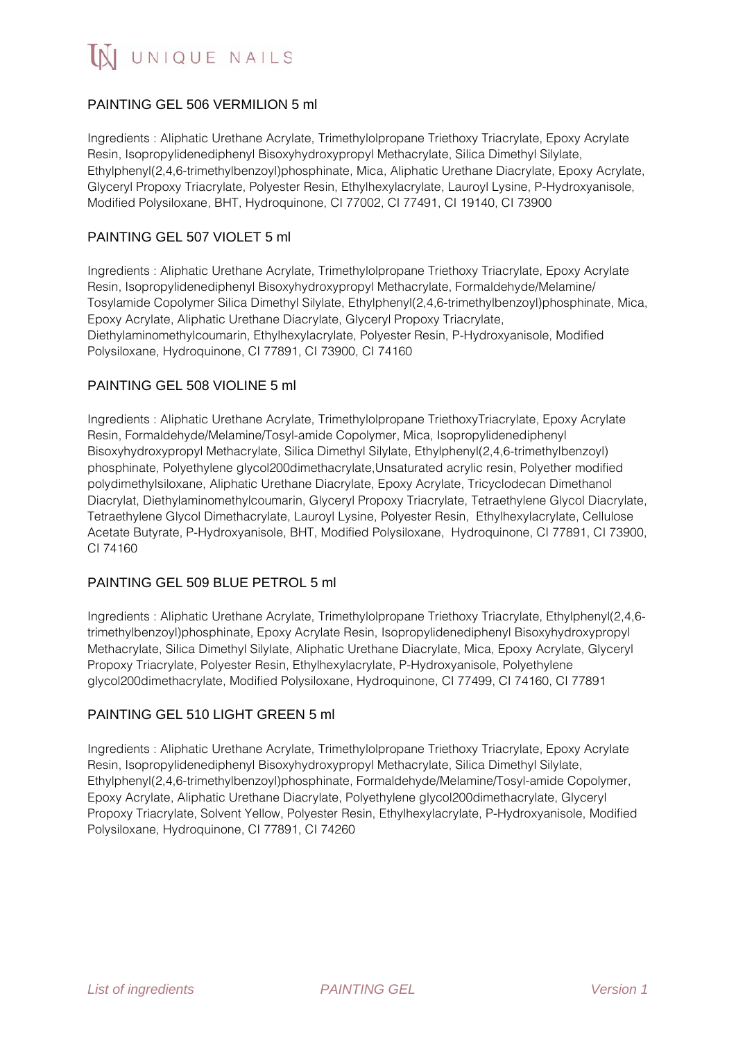## PAINTING GEL 506 VERMILION 5 ml

Ingredients : Aliphatic Urethane Acrylate, Trimethylolpropane Triethoxy Triacrylate, Epoxy Acrylate Resin, Isopropylidenediphenyl Bisoxyhydroxypropyl Methacrylate, Silica Dimethyl Silylate, Ethylphenyl(2,4,6-trimethylbenzoyl)phosphinate, Mica, Aliphatic Urethane Diacrylate, Epoxy Acrylate, Glyceryl Propoxy Triacrylate, Polyester Resin, Ethylhexylacrylate, Lauroyl Lysine, P-Hydroxyanisole, Modified Polysiloxane, BHT, Hydroquinone, CI 77002, CI 77491, CI 19140, CI 73900

## PAINTING GEL 507 VIOLET 5 ml

Ingredients : Aliphatic Urethane Acrylate, Trimethylolpropane Triethoxy Triacrylate, Epoxy Acrylate Resin, Isopropylidenediphenyl Bisoxyhydroxypropyl Methacrylate, Formaldehyde/Melamine/ Tosylamide Copolymer Silica Dimethyl Silylate, Ethylphenyl(2,4,6-trimethylbenzoyl)phosphinate, Mica, Epoxy Acrylate, Aliphatic Urethane Diacrylate, Glyceryl Propoxy Triacrylate, Diethylaminomethylcoumarin, Ethylhexylacrylate, Polyester Resin, P-Hydroxyanisole, Modified Polysiloxane, Hydroquinone, CI 77891, CI 73900, CI 74160

## PAINTING GEL 508 VIOLINE 5 ml

Ingredients : Aliphatic Urethane Acrylate, Trimethylolpropane TriethoxyTriacrylate, Epoxy Acrylate Resin, Formaldehyde/Melamine/Tosyl-amide Copolymer, Mica, Isopropylidenediphenyl Bisoxyhydroxypropyl Methacrylate, Silica Dimethyl Silylate, Ethylphenyl(2,4,6-trimethylbenzoyl) phosphinate, Polyethylene glycol200dimethacrylate,Unsaturated acrylic resin, Polyether modified polydimethylsiloxane, Aliphatic Urethane Diacrylate, Epoxy Acrylate, Tricyclodecan Dimethanol Diacrylat, Diethylaminomethylcoumarin, Glyceryl Propoxy Triacrylate, Tetraethylene Glycol Diacrylate, Tetraethylene Glycol Dimethacrylate, Lauroyl Lysine, Polyester Resin, Ethylhexylacrylate, Cellulose Acetate Butyrate, P-Hydroxyanisole, BHT, Modified Polysiloxane, Hydroquinone, CI 77891, CI 73900, CI 74160

## PAINTING GEL 509 BLUE PETROL 5 ml

Ingredients : Aliphatic Urethane Acrylate, Trimethylolpropane Triethoxy Triacrylate, Ethylphenyl(2,4,6-trimethylbenzoyl)phosphinate, Epoxy Acrylate Resin, Isopropylidenediphenyl Bisoxyhydroxypropyl Methacrylate, Silica Dimethyl Silylate, Aliphatic Urethane Diacrylate, Mica, Epoxy Acrylate, Glyceryl Propoxy Triacrylate, Polyester Resin, Ethylhexylacrylate, P-Hydroxyanisole, Polyethylene glycol200dimethacrylate, Modified Polysiloxane, Hydroquinone, CI 77499, CI 74160, CI 77891

## PAINTING GEL 510 LIGHT GREEN 5 ml

Ingredients : Aliphatic Urethane Acrylate, Trimethylolpropane Triethoxy Triacrylate, Epoxy Acrylate Resin, Isopropylidenediphenyl Bisoxyhydroxypropyl Methacrylate, Silica Dimethyl Silylate, Ethylphenyl(2,4,6-trimethylbenzoyl)phosphinate, Formaldehyde/Melamine/Tosyl-amide Copolymer, Epoxy Acrylate, Aliphatic Urethane Diacrylate, Polyethylene glycol200dimethacrylate, Glyceryl Propoxy Triacrylate, Solvent Yellow, Polyester Resin, Ethylhexylacrylate, P-Hydroxyanisole, Modified Polysiloxane, Hydroquinone, CI 77891, CI 74260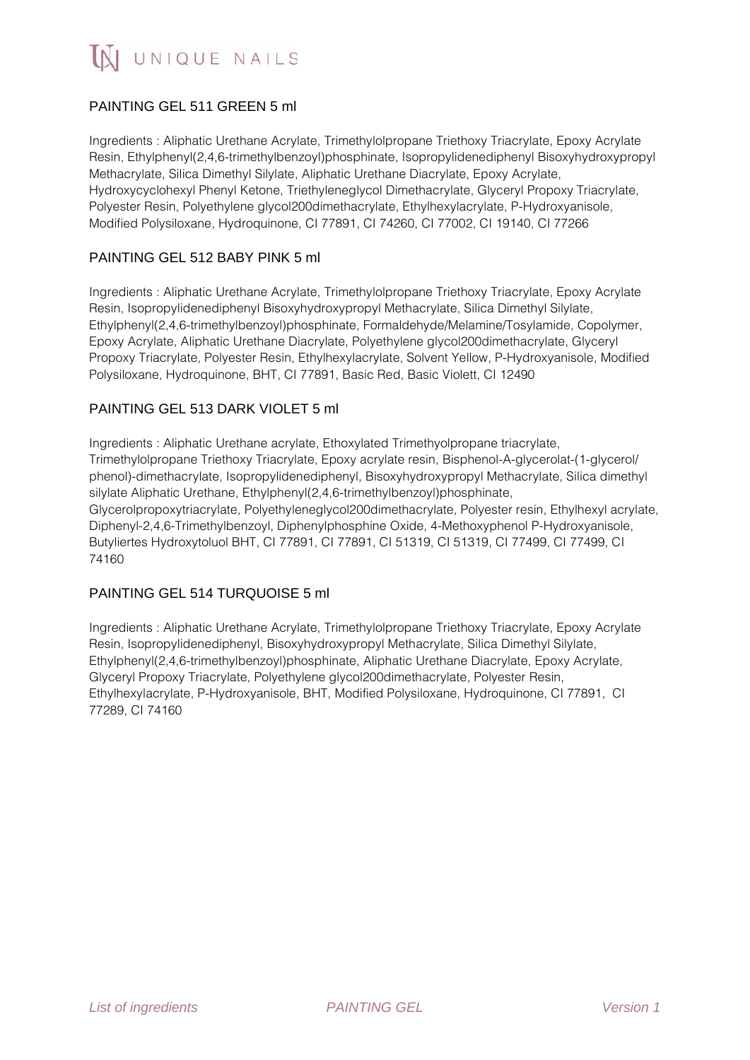## PAINTING GEL 511 GREEN 5 ml

Ingredients : Aliphatic Urethane Acrylate, Trimethylolpropane Triethoxy Triacrylate, Epoxy Acrylate Resin, Ethylphenyl(2,4,6-trimethylbenzoyl)phosphinate, Isopropylidenediphenyl Bisoxyhydroxypropyl Methacrylate, Silica Dimethyl Silylate, Aliphatic Urethane Diacrylate, Epoxy Acrylate, Hydroxycyclohexyl Phenyl Ketone, Triethyleneglycol Dimethacrylate, Glyceryl Propoxy Triacrylate, Polyester Resin, Polyethylene glycol200dimethacrylate, Ethylhexylacrylate, P-Hydroxyanisole, Modified Polysiloxane, Hydroquinone, CI 77891, CI 74260, CI 77002, CI 19140, CI 77266

## PAINTING GEL 512 BABY PINK 5 ml

Ingredients : Aliphatic Urethane Acrylate, Trimethylolpropane Triethoxy Triacrylate, Epoxy Acrylate Resin, Isopropylidenediphenyl Bisoxyhydroxypropyl Methacrylate, Silica Dimethyl Silylate, Ethylphenyl(2,4,6-trimethylbenzoyl)phosphinate, Formaldehyde/Melamine/Tosylamide, Copolymer, Epoxy Acrylate, Aliphatic Urethane Diacrylate, Polyethylene glycol200dimethacrylate, Glyceryl Propoxy Triacrylate, Polyester Resin, Ethylhexylacrylate, Solvent Yellow, P-Hydroxyanisole, Modified Polysiloxane, Hydroquinone, BHT, CI 77891, Basic Red, Basic Violett, CI 12490

## PAINTING GEL 513 DARK VIOLET 5 ml

Ingredients : Aliphatic Urethane acrylate, Ethoxylated Trimethyolpropane triacrylate, Trimethylolpropane Triethoxy Triacrylate, Epoxy acrylate resin, Bisphenol-A-glycerolat-(1-glycerol/phenol)-dimethacrylate, Isopropylidenediphenyl, Bisoxyhydroxypropyl Methacrylate, Silica dimethyl silylate Aliphatic Urethane, Ethylphenyl(2,4,6-trimethylbenzoyl)phosphinate, Glycerolpropoxytriacrylate, Polyethyleneglycol200dimethacrylate, Polyester resin, Ethylhexyl acrylate, Diphenyl-2,4,6-Trimethylbenzoyl, Diphenylphosphine Oxide, 4-Methoxyphenol P-Hydroxyanisole, Butyliertes Hydroxytoluol BHT, CI 77891, CI 77891, CI 51319, CI 51319, CI 77499, CI 77499, CI 74160

## PAINTING GEL 514 TURQUOISE 5 ml

Ingredients : Aliphatic Urethane Acrylate, Trimethylolpropane Triethoxy Triacrylate, Epoxy Acrylate Resin, Isopropylidenediphenyl, Bisoxyhydroxypropyl Methacrylate, Silica Dimethyl Silylate, Ethylphenyl(2,4,6-trimethylbenzoyl)phosphinate, Aliphatic Urethane Diacrylate, Epoxy Acrylate, Glyceryl Propoxy Triacrylate, Polyethylene glycol200dimethacrylate, Polyester Resin, Ethylhexylacrylate, P-Hydroxyanisole, BHT, Modified Polysiloxane, Hydroquinone, CI 77891, CI 77289, CI 74160